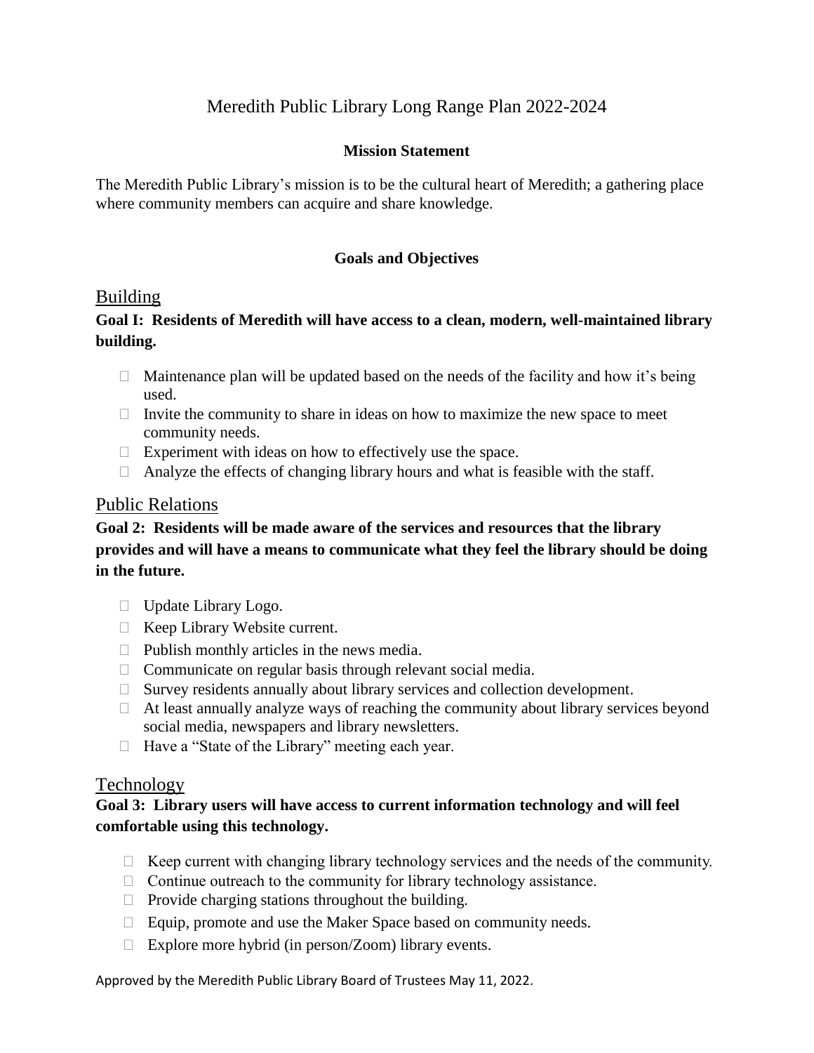# Meredith Public Library Long Range Plan 2022-2024

**Mission Statement**

The Meredith Public Library's mission is to be the cultural heart of Meredith; a gathering place where community members can acquire and share knowledge.

**Goals and Objectives**

## Building

**Goal I: Residents of Meredith will have access to a clean, modern, well-maintained library building.**

- Maintenance plan will be updated based on the needs of the facility and how it's being used.
- Invite the community to share in ideas on how to maximize the new space to meet community needs.
- Experiment with ideas on how to effectively use the space.
- Analyze the effects of changing library hours and what is feasible with the staff.

## Public Relations

**Goal 2: Residents will be made aware of the services and resources that the library provides and will have a means to communicate what they feel the library should be doing in the future.**

- Update Library Logo.
- Keep Library Website current.
- Publish monthly articles in the news media.
- Communicate on regular basis through relevant social media.
- Survey residents annually about library services and collection development.
- At least annually analyze ways of reaching the community about library services beyond social media, newspapers and library newsletters.
- Have a "State of the Library" meeting each year.

## Technology

**Goal 3: Library users will have access to current information technology and will feel comfortable using this technology.**

- Keep current with changing library technology services and the needs of the community.
- Continue outreach to the community for library technology assistance.
- Provide charging stations throughout the building.
- Equip, promote and use the Maker Space based on community needs.
- Explore more hybrid (in person/Zoom) library events.

Approved by the Meredith Public Library Board of Trustees May 11, 2022.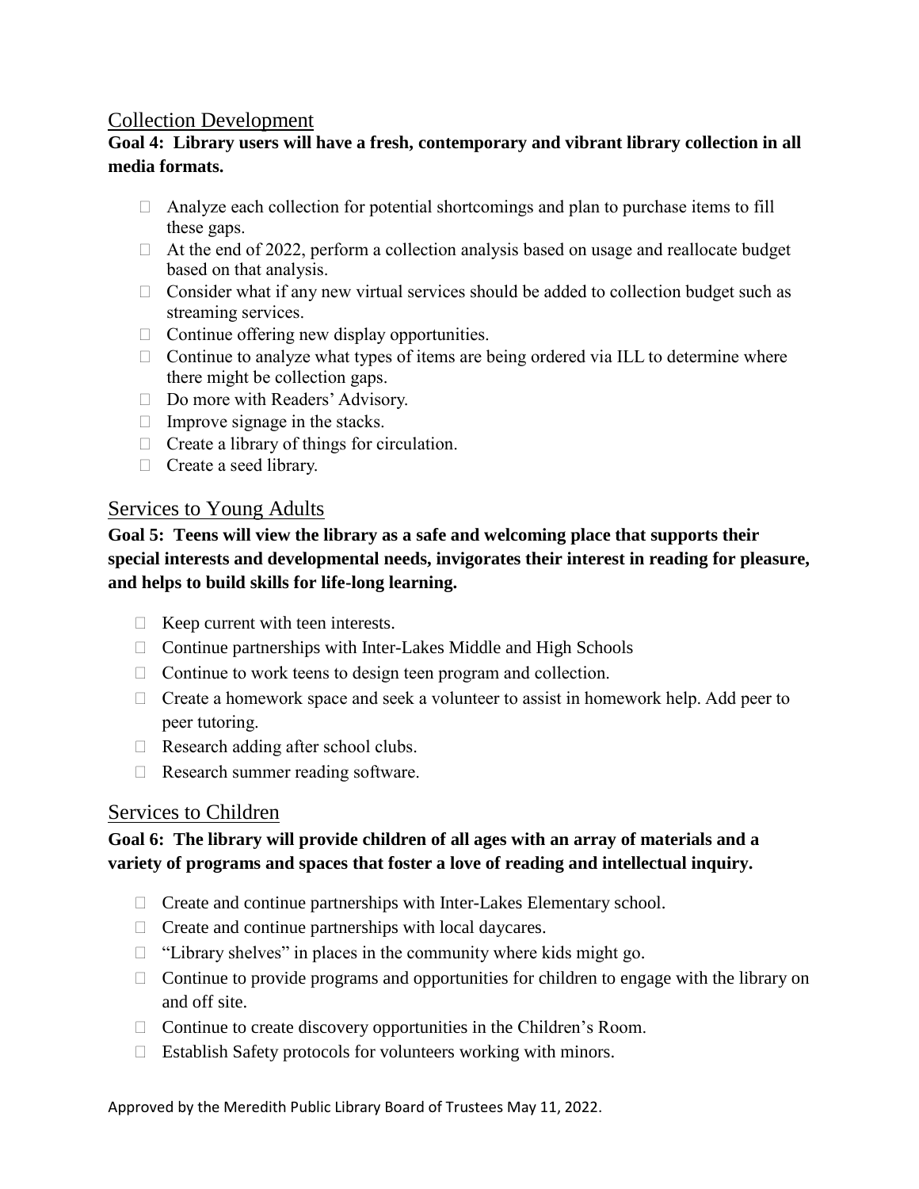## Collection Development

**Goal 4: Library users will have a fresh, contemporary and vibrant library collection in all media formats.**

- Analyze each collection for potential shortcomings and plan to purchase items to fill these gaps.
- At the end of 2022, perform a collection analysis based on usage and reallocate budget based on that analysis.
- Consider what if any new virtual services should be added to collection budget such as streaming services.
- Continue offering new display opportunities.
- Continue to analyze what types of items are being ordered via ILL to determine where there might be collection gaps.
- Do more with Readers' Advisory.
- Improve signage in the stacks.
- Create a library of things for circulation.
- Create a seed library.

## Services to Young Adults

**Goal 5: Teens will view the library as a safe and welcoming place that supports their special interests and developmental needs, invigorates their interest in reading for pleasure, and helps to build skills for life-long learning.**

- Keep current with teen interests.
- Continue partnerships with Inter-Lakes Middle and High Schools
- Continue to work teens to design teen program and collection.
- Create a homework space and seek a volunteer to assist in homework help. Add peer to peer tutoring.
- Research adding after school clubs.
- Research summer reading software.

## Services to Children

**Goal 6: The library will provide children of all ages with an array of materials and a variety of programs and spaces that foster a love of reading and intellectual inquiry.**

- Create and continue partnerships with Inter-Lakes Elementary school.
- Create and continue partnerships with local daycares.
- "Library shelves" in places in the community where kids might go.
- Continue to provide programs and opportunities for children to engage with the library on and off site.
- Continue to create discovery opportunities in the Children's Room.
- Establish Safety protocols for volunteers working with minors.

Approved by the Meredith Public Library Board of Trustees May 11, 2022.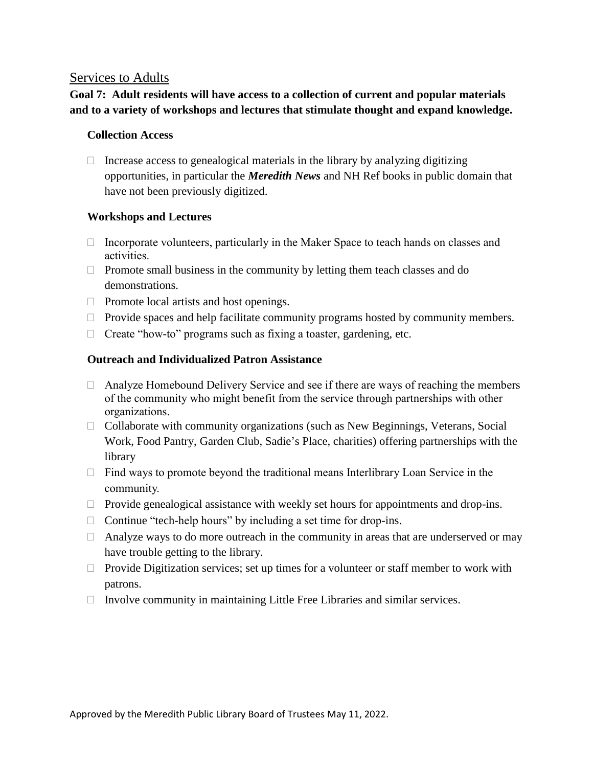## Services to Adults

**Goal 7: Adult residents will have access to a collection of current and popular materials and to a variety of workshops and lectures that stimulate thought and expand knowledge.**

### Collection Access

- Increase access to genealogical materials in the library by analyzing digitizing opportunities, in particular the ***Meredith News*** and NH Ref books in public domain that have not been previously digitized.

### Workshops and Lectures

- Incorporate volunteers, particularly in the Maker Space to teach hands on classes and activities.
- Promote small business in the community by letting them teach classes and do demonstrations.
- Promote local artists and host openings.
- Provide spaces and help facilitate community programs hosted by community members.
- Create "how-to" programs such as fixing a toaster, gardening, etc.

### Outreach and Individualized Patron Assistance

- Analyze Homebound Delivery Service and see if there are ways of reaching the members of the community who might benefit from the service through partnerships with other organizations.
- Collaborate with community organizations (such as New Beginnings, Veterans, Social Work, Food Pantry, Garden Club, Sadie's Place, charities) offering partnerships with the library
- Find ways to promote beyond the traditional means Interlibrary Loan Service in the community.
- Provide genealogical assistance with weekly set hours for appointments and drop-ins.
- Continue "tech-help hours" by including a set time for drop-ins.
- Analyze ways to do more outreach in the community in areas that are underserved or may have trouble getting to the library.
- Provide Digitization services; set up times for a volunteer or staff member to work with patrons.
- Involve community in maintaining Little Free Libraries and similar services.

Approved by the Meredith Public Library Board of Trustees May 11, 2022.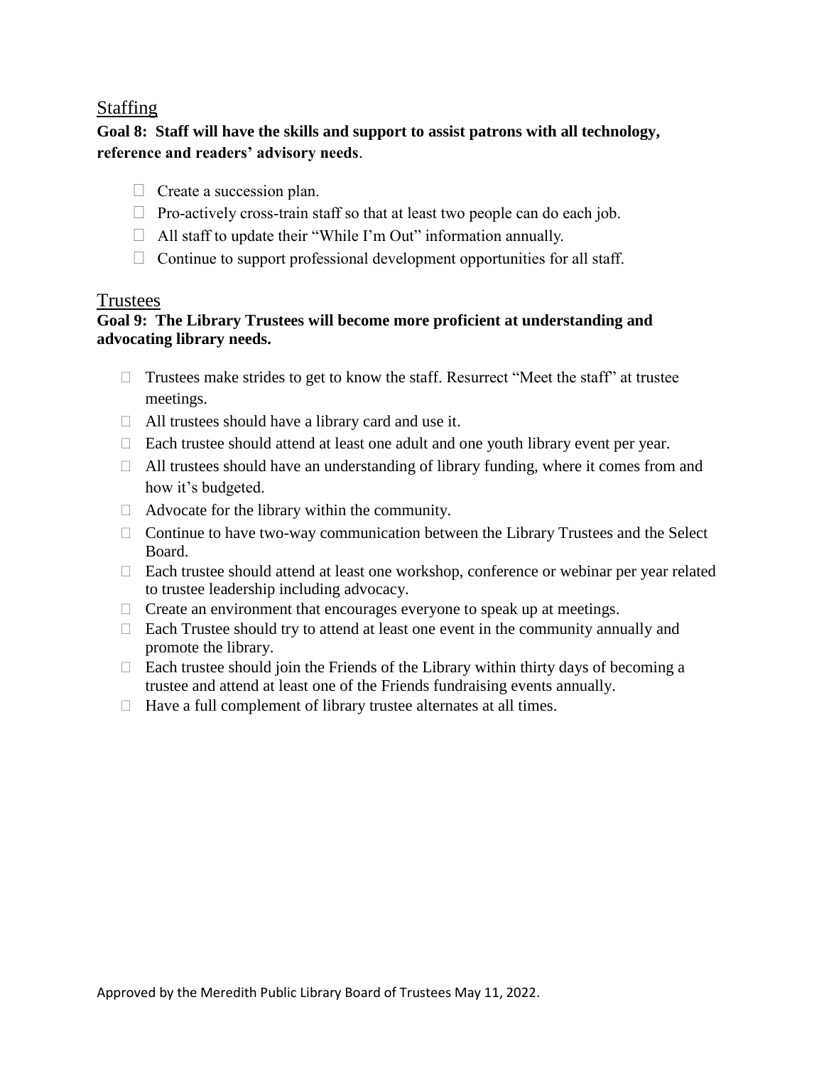## Staffing

**Goal 8: Staff will have the skills and support to assist patrons with all technology, reference and readers' advisory needs**.

- Create a succession plan.
- Pro-actively cross-train staff so that at least two people can do each job.
- All staff to update their "While I'm Out" information annually.
- Continue to support professional development opportunities for all staff.

## Trustees

**Goal 9: The Library Trustees will become more proficient at understanding and advocating library needs.**

- Trustees make strides to get to know the staff. Resurrect "Meet the staff" at trustee meetings.
- All trustees should have a library card and use it.
- Each trustee should attend at least one adult and one youth library event per year.
- All trustees should have an understanding of library funding, where it comes from and how it's budgeted.
- Advocate for the library within the community.
- Continue to have two-way communication between the Library Trustees and the Select Board.
- Each trustee should attend at least one workshop, conference or webinar per year related to trustee leadership including advocacy.
- Create an environment that encourages everyone to speak up at meetings.
- Each Trustee should try to attend at least one event in the community annually and promote the library.
- Each trustee should join the Friends of the Library within thirty days of becoming a trustee and attend at least one of the Friends fundraising events annually.
- Have a full complement of library trustee alternates at all times.

Approved by the Meredith Public Library Board of Trustees May 11, 2022.